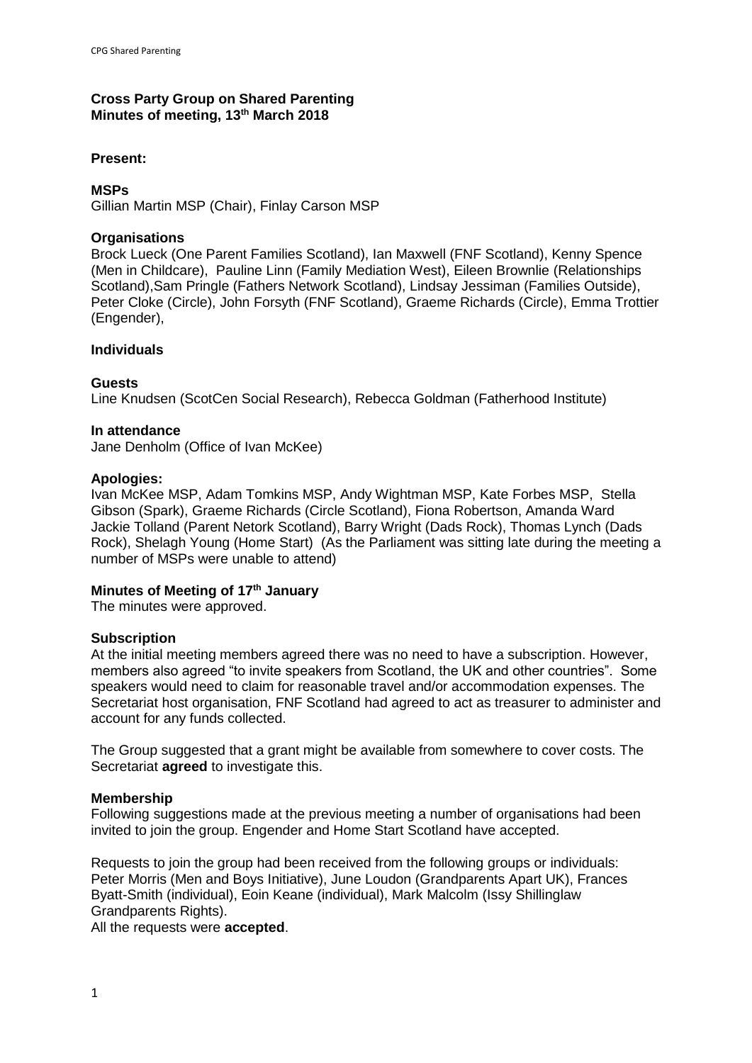**Cross Party Group on Shared Parenting**
**Minutes of meeting, 13th March 2018**

**Present:**

**MSPs**
Gillian Martin MSP (Chair), Finlay Carson MSP

**Organisations**
Brock Lueck (One Parent Families Scotland), Ian Maxwell (FNF Scotland), Kenny Spence (Men in Childcare), Pauline Linn (Family Mediation West), Eileen Brownlie (Relationships Scotland),Sam Pringle (Fathers Network Scotland), Lindsay Jessiman (Families Outside), Peter Cloke (Circle), John Forsyth (FNF Scotland), Graeme Richards (Circle), Emma Trottier (Engender),

**Individuals**

**Guests**
Line Knudsen (ScotCen Social Research), Rebecca Goldman (Fatherhood Institute)

**In attendance**
Jane Denholm (Office of Ivan McKee)

**Apologies:**
Ivan McKee MSP, Adam Tomkins MSP, Andy Wightman MSP, Kate Forbes MSP, Stella Gibson (Spark), Graeme Richards (Circle Scotland), Fiona Robertson, Amanda Ward Jackie Tolland (Parent Netork Scotland), Barry Wright (Dads Rock), Thomas Lynch (Dads Rock), Shelagh Young (Home Start) (As the Parliament was sitting late during the meeting a number of MSPs were unable to attend)

**Minutes of Meeting of 17th January**
The minutes were approved.

**Subscription**
At the initial meeting members agreed there was no need to have a subscription. However, members also agreed "to invite speakers from Scotland, the UK and other countries". Some speakers would need to claim for reasonable travel and/or accommodation expenses. The Secretariat host organisation, FNF Scotland had agreed to act as treasurer to administer and account for any funds collected.

The Group suggested that a grant might be available from somewhere to cover costs. The Secretariat **agreed** to investigate this.

**Membership**
Following suggestions made at the previous meeting a number of organisations had been invited to join the group. Engender and Home Start Scotland have accepted.

Requests to join the group had been received from the following groups or individuals: Peter Morris (Men and Boys Initiative), June Loudon (Grandparents Apart UK), Frances Byatt-Smith (individual), Eoin Keane (individual), Mark Malcolm (Issy Shillinglaw Grandparents Rights).
All the requests were **accepted**.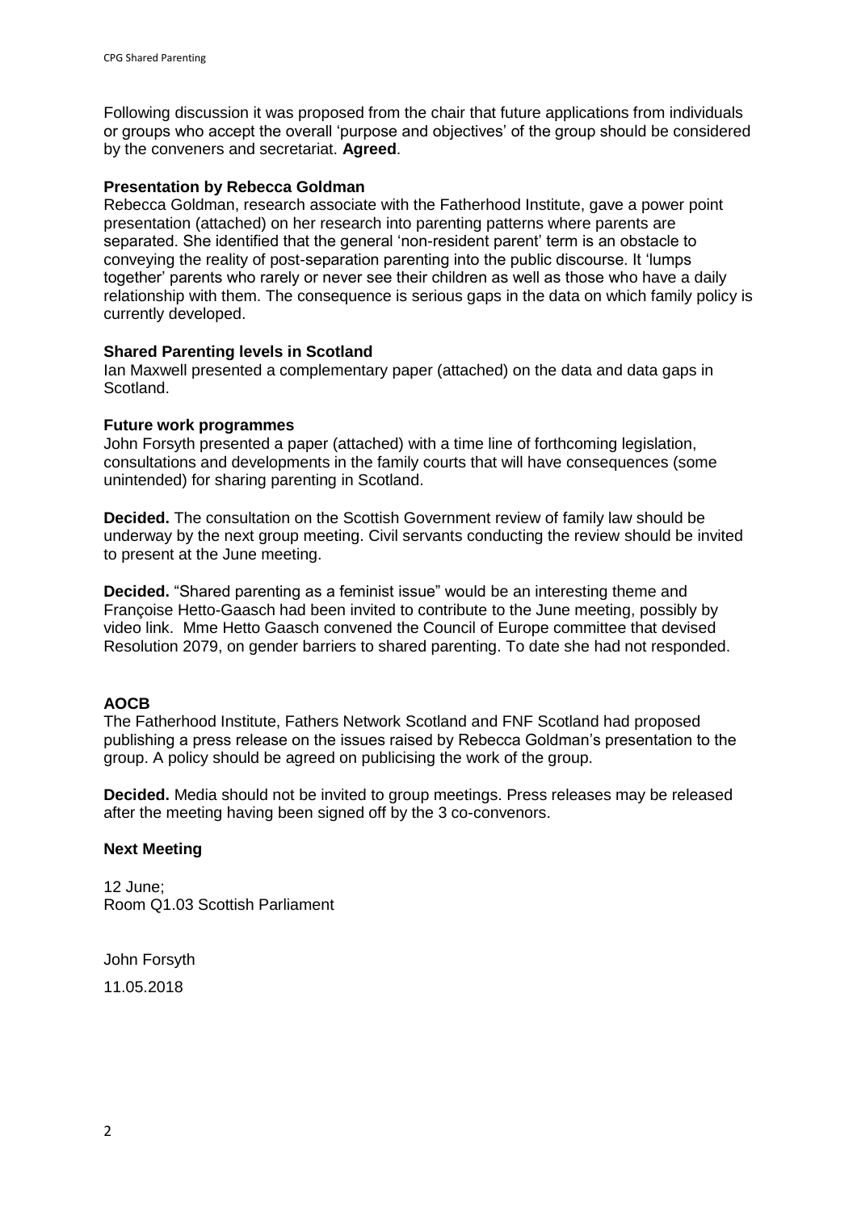Following discussion it was proposed from the chair that future applications from individuals or groups who accept the overall 'purpose and objectives' of the group should be considered by the conveners and secretariat. **Agreed**.

**Presentation by Rebecca Goldman**

Rebecca Goldman, research associate with the Fatherhood Institute, gave a power point presentation (attached) on her research into parenting patterns where parents are separated. She identified that the general 'non-resident parent' term is an obstacle to conveying the reality of post-separation parenting into the public discourse. It 'lumps together' parents who rarely or never see their children as well as those who have a daily relationship with them. The consequence is serious gaps in the data on which family policy is currently developed.

**Shared Parenting levels in Scotland**

Ian Maxwell presented a complementary paper (attached) on the data and data gaps in Scotland.

**Future work programmes**

John Forsyth presented a paper (attached) with a time line of forthcoming legislation, consultations and developments in the family courts that will have consequences (some unintended) for sharing parenting in Scotland.

**Decided.** The consultation on the Scottish Government review of family law should be underway by the next group meeting. Civil servants conducting the review should be invited to present at the June meeting.

**Decided.** "Shared parenting as a feminist issue" would be an interesting theme and Françoise Hetto-Gaasch had been invited to contribute to the June meeting, possibly by video link. Mme Hetto Gaasch convened the Council of Europe committee that devised Resolution 2079, on gender barriers to shared parenting. To date she had not responded.

**AOCB**

The Fatherhood Institute, Fathers Network Scotland and FNF Scotland had proposed publishing a press release on the issues raised by Rebecca Goldman's presentation to the group. A policy should be agreed on publicising the work of the group.

**Decided.** Media should not be invited to group meetings. Press releases may be released after the meeting having been signed off by the 3 co-convenors.

**Next Meeting**

12 June;
Room Q1.03 Scottish Parliament

John Forsyth

11.05.2018